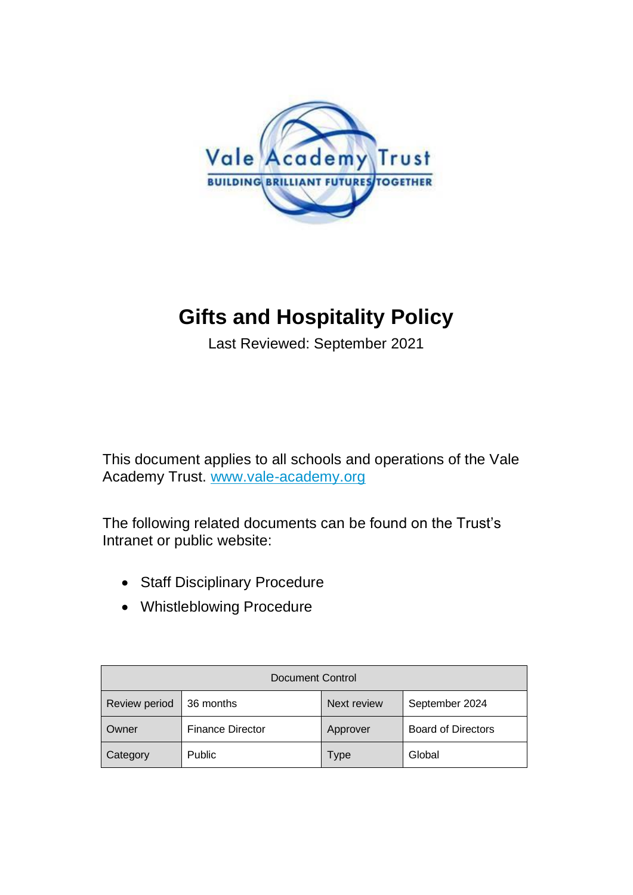# Gifts and Hospitality Policy

Last Reviewed: September 2021

This document applies to all schools and operations of the Vale Academy Trust. [www.vale-academy.org](http://www.vale-academy.org)

The following related documents can be found on the Trust's Intranet or public website:

- Staff Disciplinary Procedure
- Whistleblowing Procedure

| Document Control | | | |
|---|---|---|---|
| Review period | 36 months | Next review | September 2024 |
| Owner | Finance Director | Approver | Board of Directors |
| Category | Public | Type | Global |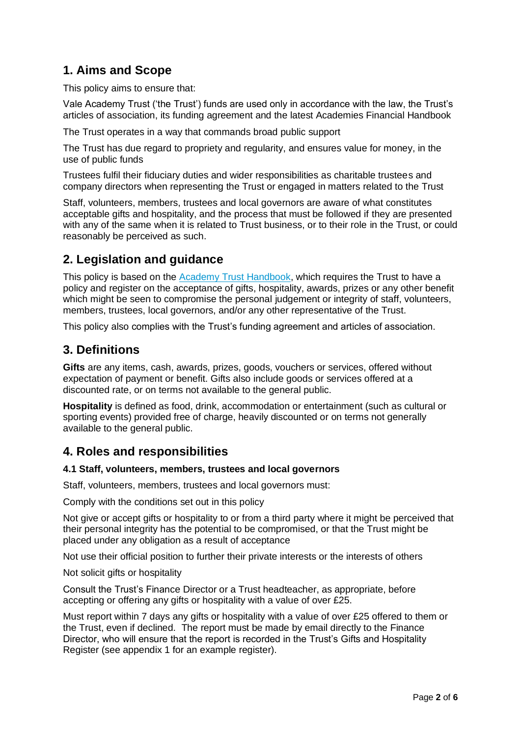## 1. Aims and Scope

This policy aims to ensure that:

Vale Academy Trust ('the Trust') funds are used only in accordance with the law, the Trust's articles of association, its funding agreement and the latest Academies Financial Handbook

The Trust operates in a way that commands broad public support

The Trust has due regard to propriety and regularity, and ensures value for money, in the use of public funds

Trustees fulfil their fiduciary duties and wider responsibilities as charitable trustees and company directors when representing the Trust or engaged in matters related to the Trust

Staff, volunteers, members, trustees and local governors are aware of what constitutes acceptable gifts and hospitality, and the process that must be followed if they are presented with any of the same when it is related to Trust business, or to their role in the Trust, or could reasonably be perceived as such.

## 2. Legislation and guidance

This policy is based on the Academy Trust Handbook, which requires the Trust to have a policy and register on the acceptance of gifts, hospitality, awards, prizes or any other benefit which might be seen to compromise the personal judgement or integrity of staff, volunteers, members, trustees, local governors, and/or any other representative of the Trust.

This policy also complies with the Trust's funding agreement and articles of association.

## 3. Definitions

**Gifts** are any items, cash, awards, prizes, goods, vouchers or services, offered without expectation of payment or benefit. Gifts also include goods or services offered at a discounted rate, or on terms not available to the general public.

**Hospitality** is defined as food, drink, accommodation or entertainment (such as cultural or sporting events) provided free of charge, heavily discounted or on terms not generally available to the general public.

## 4. Roles and responsibilities

### 4.1 Staff, volunteers, members, trustees and local governors

Staff, volunteers, members, trustees and local governors must:

Comply with the conditions set out in this policy

Not give or accept gifts or hospitality to or from a third party where it might be perceived that their personal integrity has the potential to be compromised, or that the Trust might be placed under any obligation as a result of acceptance

Not use their official position to further their private interests or the interests of others

Not solicit gifts or hospitality

Consult the Trust's Finance Director or a Trust headteacher, as appropriate, before accepting or offering any gifts or hospitality with a value of over £25.

Must report within 7 days any gifts or hospitality with a value of over £25 offered to them or the Trust, even if declined. The report must be made by email directly to the Finance Director, who will ensure that the report is recorded in the Trust's Gifts and Hospitality Register (see appendix 1 for an example register).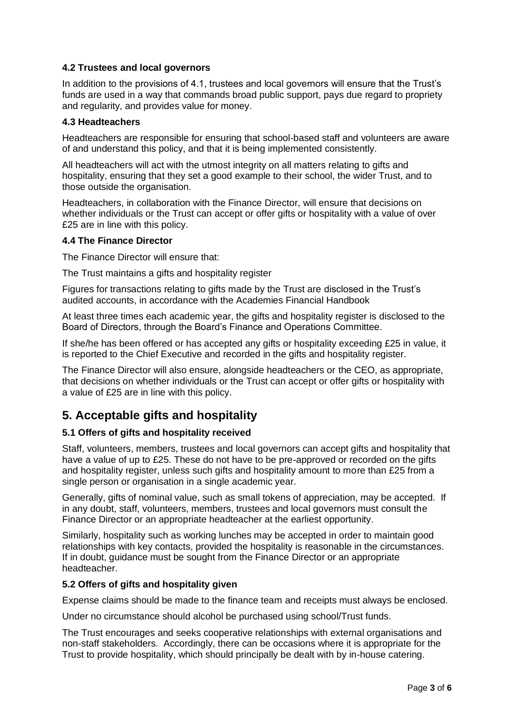### 4.2 Trustees and local governors

In addition to the provisions of 4.1, trustees and local governors will ensure that the Trust's funds are used in a way that commands broad public support, pays due regard to propriety and regularity, and provides value for money.

### 4.3 Headteachers

Headteachers are responsible for ensuring that school-based staff and volunteers are aware of and understand this policy, and that it is being implemented consistently.

All headteachers will act with the utmost integrity on all matters relating to gifts and hospitality, ensuring that they set a good example to their school, the wider Trust, and to those outside the organisation.

Headteachers, in collaboration with the Finance Director, will ensure that decisions on whether individuals or the Trust can accept or offer gifts or hospitality with a value of over £25 are in line with this policy.

### 4.4 The Finance Director

The Finance Director will ensure that:

The Trust maintains a gifts and hospitality register

Figures for transactions relating to gifts made by the Trust are disclosed in the Trust's audited accounts, in accordance with the Academies Financial Handbook

At least three times each academic year, the gifts and hospitality register is disclosed to the Board of Directors, through the Board's Finance and Operations Committee.

If she/he has been offered or has accepted any gifts or hospitality exceeding £25 in value, it is reported to the Chief Executive and recorded in the gifts and hospitality register.

The Finance Director will also ensure, alongside headteachers or the CEO, as appropriate, that decisions on whether individuals or the Trust can accept or offer gifts or hospitality with a value of £25 are in line with this policy.

## 5. Acceptable gifts and hospitality

### 5.1 Offers of gifts and hospitality received

Staff, volunteers, members, trustees and local governors can accept gifts and hospitality that have a value of up to £25. These do not have to be pre-approved or recorded on the gifts and hospitality register, unless such gifts and hospitality amount to more than £25 from a single person or organisation in a single academic year.

Generally, gifts of nominal value, such as small tokens of appreciation, may be accepted. If in any doubt, staff, volunteers, members, trustees and local governors must consult the Finance Director or an appropriate headteacher at the earliest opportunity.

Similarly, hospitality such as working lunches may be accepted in order to maintain good relationships with key contacts, provided the hospitality is reasonable in the circumstances. If in doubt, guidance must be sought from the Finance Director or an appropriate headteacher.

### 5.2 Offers of gifts and hospitality given

Expense claims should be made to the finance team and receipts must always be enclosed.

Under no circumstance should alcohol be purchased using school/Trust funds.

The Trust encourages and seeks cooperative relationships with external organisations and non-staff stakeholders. Accordingly, there can be occasions where it is appropriate for the Trust to provide hospitality, which should principally be dealt with by in-house catering.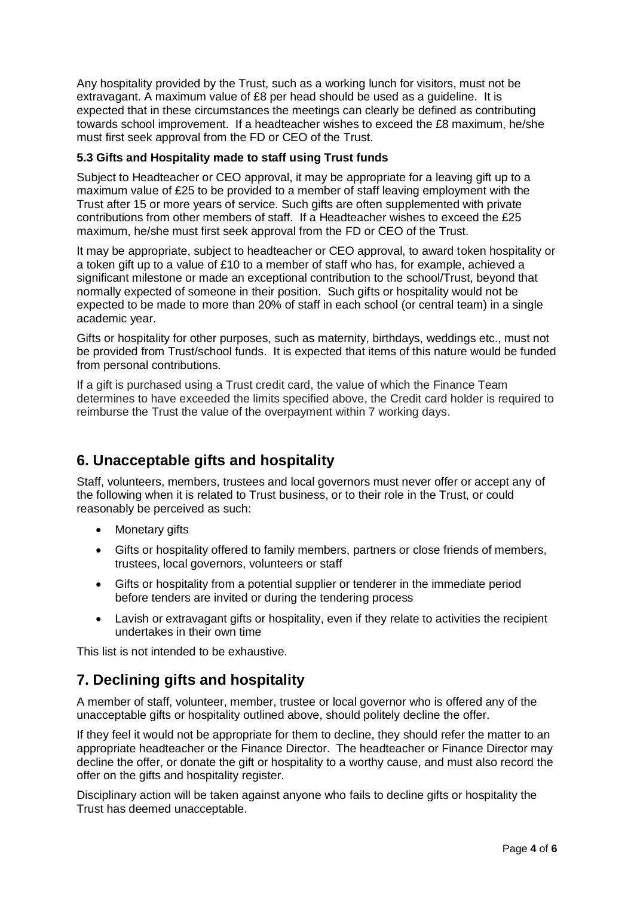Any hospitality provided by the Trust, such as a working lunch for visitors, must not be extravagant. A maximum value of £8 per head should be used as a guideline. It is expected that in these circumstances the meetings can clearly be defined as contributing towards school improvement. If a headteacher wishes to exceed the £8 maximum, he/she must first seek approval from the FD or CEO of the Trust.

### 5.3 Gifts and Hospitality made to staff using Trust funds

Subject to Headteacher or CEO approval, it may be appropriate for a leaving gift up to a maximum value of £25 to be provided to a member of staff leaving employment with the Trust after 15 or more years of service. Such gifts are often supplemented with private contributions from other members of staff. If a Headteacher wishes to exceed the £25 maximum, he/she must first seek approval from the FD or CEO of the Trust.

It may be appropriate, subject to headteacher or CEO approval, to award token hospitality or a token gift up to a value of £10 to a member of staff who has, for example, achieved a significant milestone or made an exceptional contribution to the school/Trust, beyond that normally expected of someone in their position. Such gifts or hospitality would not be expected to be made to more than 20% of staff in each school (or central team) in a single academic year.

Gifts or hospitality for other purposes, such as maternity, birthdays, weddings etc., must not be provided from Trust/school funds. It is expected that items of this nature would be funded from personal contributions.

If a gift is purchased using a Trust credit card, the value of which the Finance Team determines to have exceeded the limits specified above, the Credit card holder is required to reimburse the Trust the value of the overpayment within 7 working days.

## 6. Unacceptable gifts and hospitality

Staff, volunteers, members, trustees and local governors must never offer or accept any of the following when it is related to Trust business, or to their role in the Trust, or could reasonably be perceived as such:

- Monetary gifts
- Gifts or hospitality offered to family members, partners or close friends of members, trustees, local governors, volunteers or staff
- Gifts or hospitality from a potential supplier or tenderer in the immediate period before tenders are invited or during the tendering process
- Lavish or extravagant gifts or hospitality, even if they relate to activities the recipient undertakes in their own time

This list is not intended to be exhaustive.

## 7. Declining gifts and hospitality

A member of staff, volunteer, member, trustee or local governor who is offered any of the unacceptable gifts or hospitality outlined above, should politely decline the offer.

If they feel it would not be appropriate for them to decline, they should refer the matter to an appropriate headteacher or the Finance Director. The headteacher or Finance Director may decline the offer, or donate the gift or hospitality to a worthy cause, and must also record the offer on the gifts and hospitality register.

Disciplinary action will be taken against anyone who fails to decline gifts or hospitality the Trust has deemed unacceptable.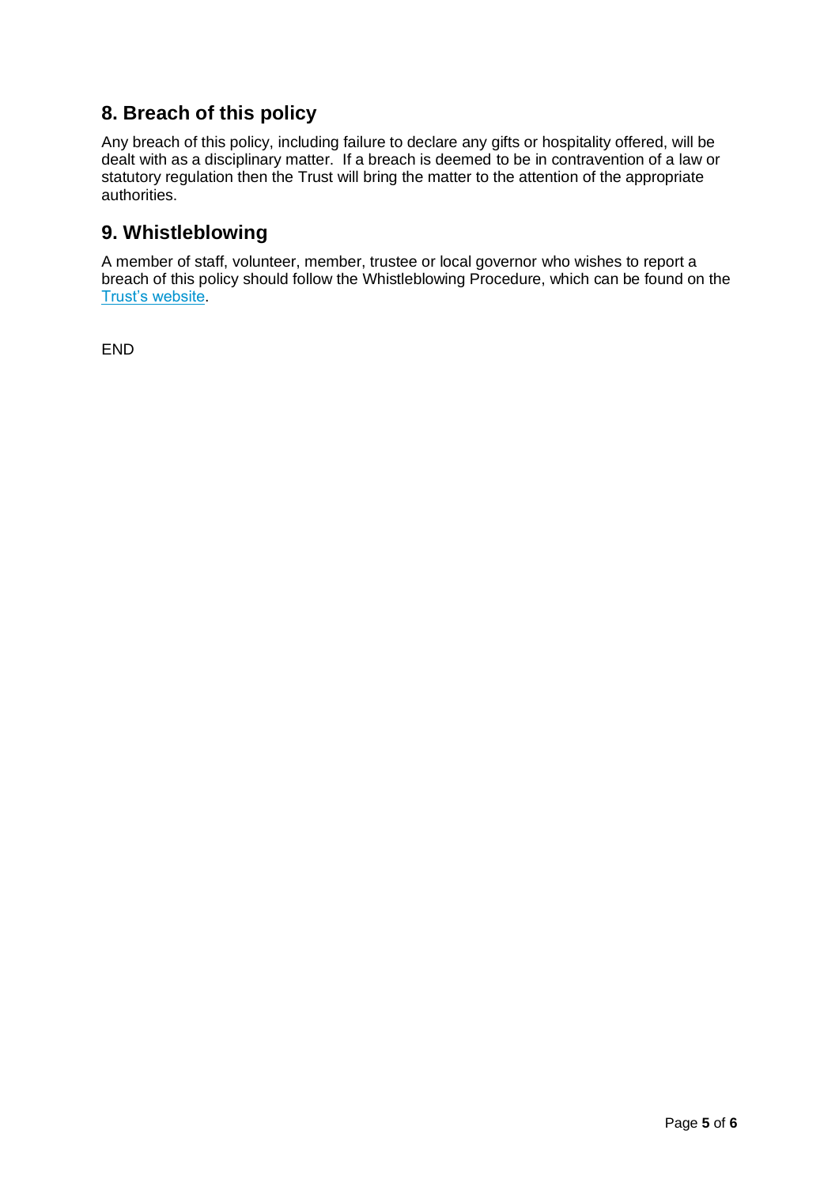## 8. Breach of this policy

Any breach of this policy, including failure to declare any gifts or hospitality offered, will be dealt with as a disciplinary matter. If a breach is deemed to be in contravention of a law or statutory regulation then the Trust will bring the matter to the attention of the appropriate authorities.

## 9. Whistleblowing

A member of staff, volunteer, member, trustee or local governor who wishes to report a breach of this policy should follow the Whistleblowing Procedure, which can be found on the Trust's website.

END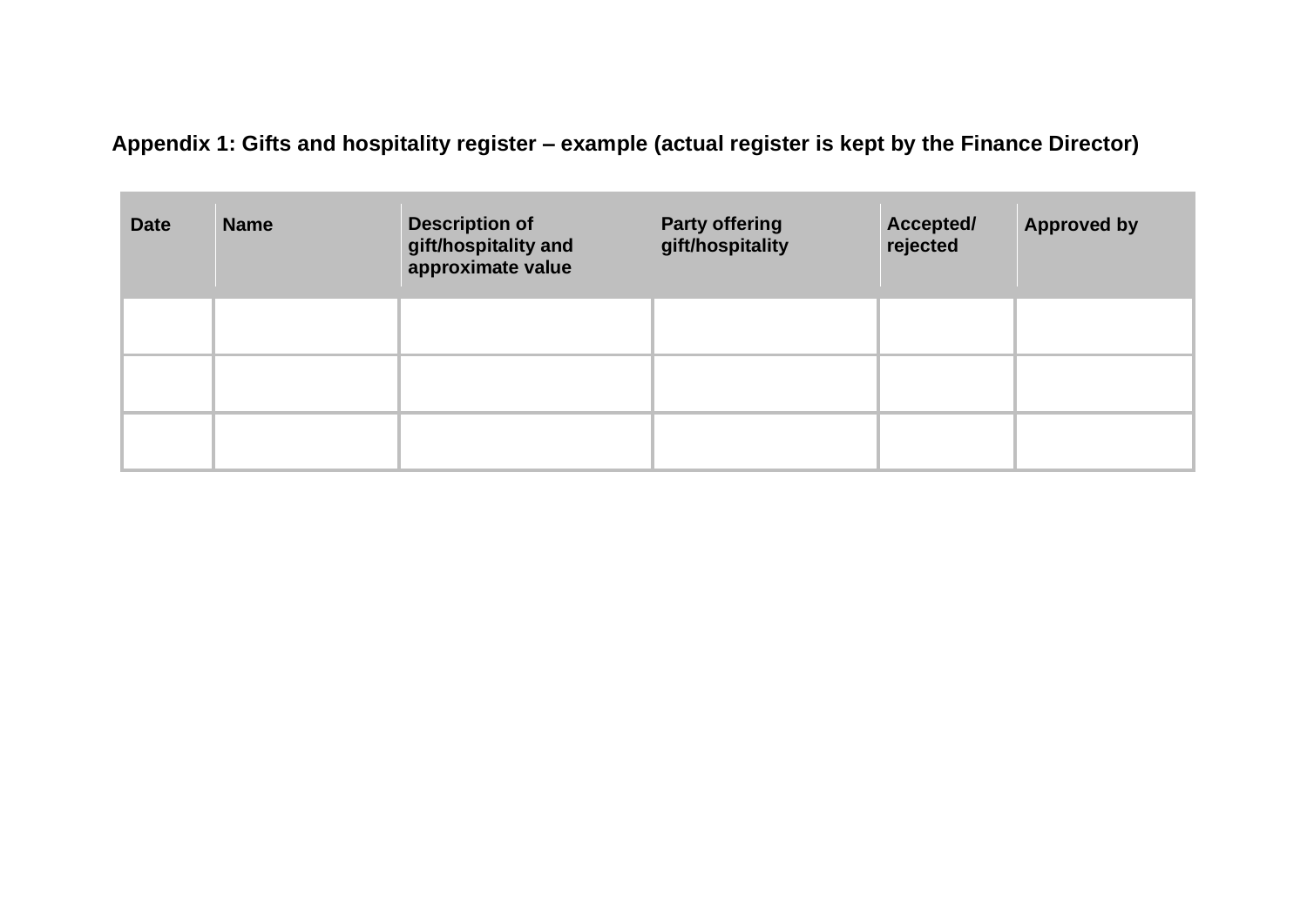**Appendix 1: Gifts and hospitality register – example (actual register is kept by the Finance Director)**

| Date | Name | Description of gift/hospitality and approximate value | Party offering gift/hospitality | Accepted/ rejected | Approved by |
|---|---|---|---|---|---|
| | | | | | |
| | | | | | |
| | | | | | |